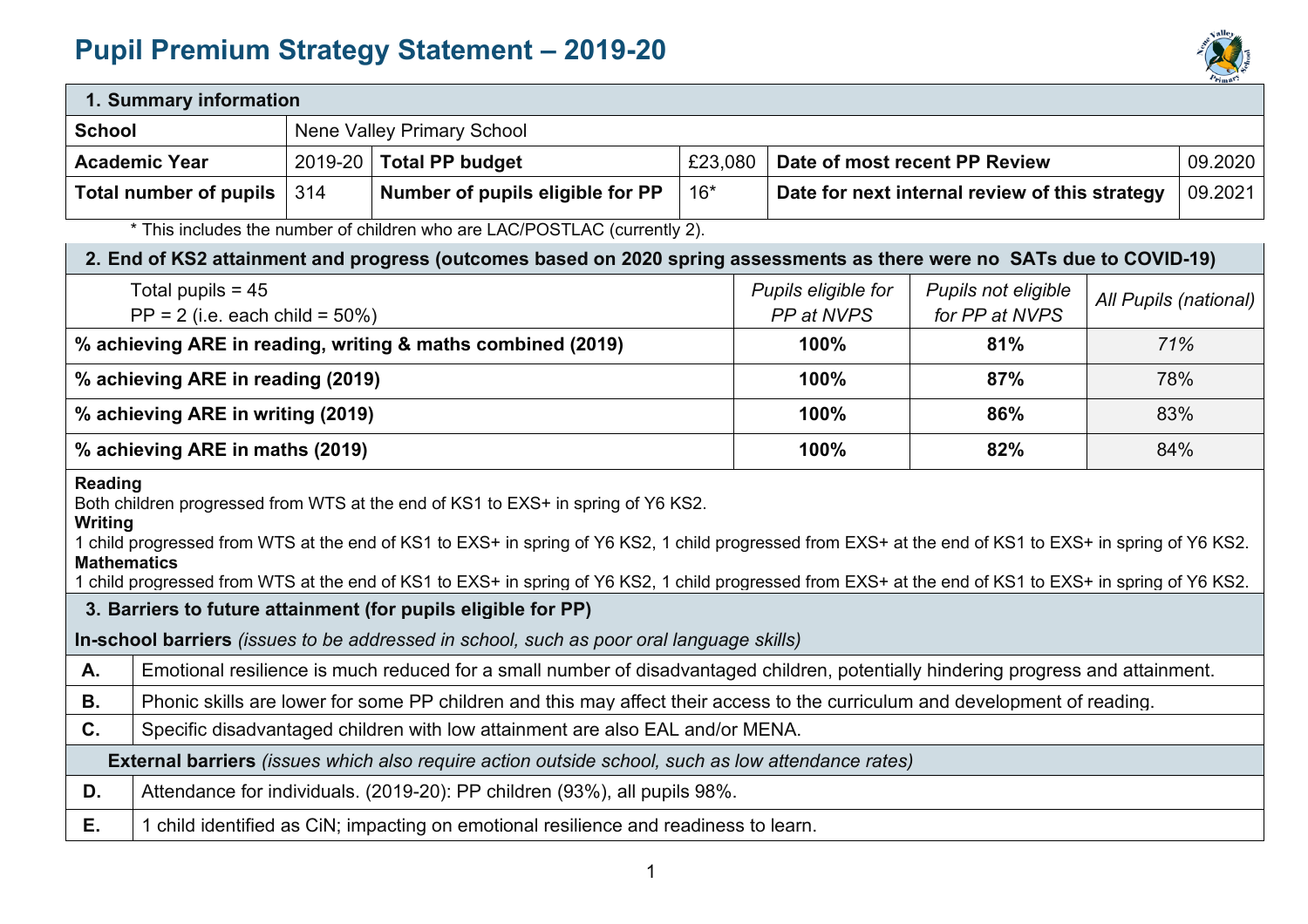# Pupil Premium Strategy Statement – 2019-20

| 1. Summary information | | | | | |
|---|---|---|---|---|---|
| **School** | Nene Valley Primary School | | | | |
| **Academic Year** | 2019-20 | **Total PP budget** | £23,080 | **Date of most recent PP Review** | 09.2020 |
| **Total number of pupils** | 314 | **Number of pupils eligible for PP** | 16* | **Date for next internal review of this strategy** | 09.2021 |

\* This includes the number of children who are LAC/POSTLAC (currently 2).

| **2. End of KS2 attainment and progress (outcomes based on 2020 spring assessments as there were no SATs due to COVID-19)** | | | |
|---|---|---|---|
| Total pupils = 45<br>PP = 2 (i.e. each child = 50%) | *Pupils eligible for PP at NVPS* | *Pupils not eligible for PP at NVPS* | *All Pupils (national)* |
| **% achieving ARE in reading, writing & maths combined (2019)** | **100%** | **81%** | *71%* |
| **% achieving ARE in reading (2019)** | **100%** | **87%** | 78% |
| **% achieving ARE in writing (2019)** | **100%** | **86%** | 83% |
| **% achieving ARE in maths (2019)** | **100%** | **82%** | 84% |

**Reading**
Both children progressed from WTS at the end of KS1 to EXS+ in spring of Y6 KS2.
**Writing**
1 child progressed from WTS at the end of KS1 to EXS+ in spring of Y6 KS2, 1 child progressed from EXS+ at the end of KS1 to EXS+ in spring of Y6 KS2.
**Mathematics**
1 child progressed from WTS at the end of KS1 to EXS+ in spring of Y6 KS2, 1 child progressed from EXS+ at the end of KS1 to EXS+ in spring of Y6 KS2.

| **3. Barriers to future attainment (for pupils eligible for PP)** | |
|---|---|
| **In-school barriers** *(issues to be addressed in school, such as poor oral language skills)* | |
| **A.** | Emotional resilience is much reduced for a small number of disadvantaged children, potentially hindering progress and attainment. |
| **B.** | Phonic skills are lower for some PP children and this may affect their access to the curriculum and development of reading. |
| **C.** | Specific disadvantaged children with low attainment are also EAL and/or MENA. |
| **External barriers** *(issues which also require action outside school, such as low attendance rates)* | |
| **D.** | Attendance for individuals. (2019-20): PP children (93%), all pupils 98%. |
| **E.** | 1 child identified as CiN; impacting on emotional resilience and readiness to learn. |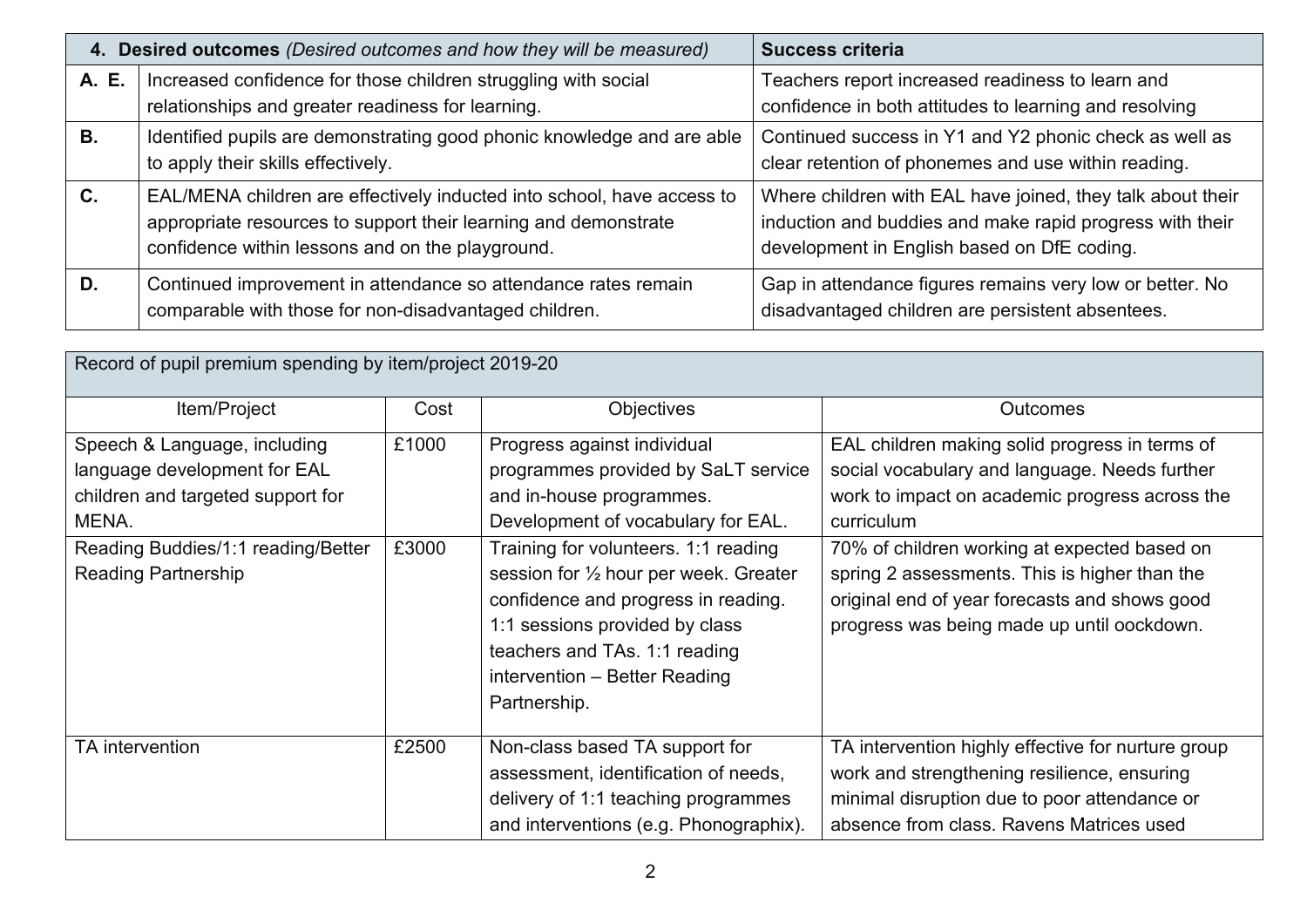| 4. **Desired outcomes** *(Desired outcomes and how they will be measured)* | | **Success criteria** |
|---|---|---|
| **A. E.** | Increased confidence for those children struggling with social relationships and greater readiness for learning. | Teachers report increased readiness to learn and confidence in both attitudes to learning and resolving |
| **B.** | Identified pupils are demonstrating good phonic knowledge and are able to apply their skills effectively. | Continued success in Y1 and Y2 phonic check as well as clear retention of phonemes and use within reading. |
| **C.** | EAL/MENA children are effectively inducted into school, have access to appropriate resources to support their learning and demonstrate confidence within lessons and on the playground. | Where children with EAL have joined, they talk about their induction and buddies and make rapid progress with their development in English based on DfE coding. |
| **D.** | Continued improvement in attendance so attendance rates remain comparable with those for non-disadvantaged children. | Gap in attendance figures remains very low or better. No disadvantaged children are persistent absentees. |

| Record of pupil premium spending by item/project 2019-20 | | | |
|---|---|---|---|
| Item/Project | Cost | Objectives | Outcomes |
| Speech & Language, including language development for EAL children and targeted support for MENA. | £1000 | Progress against individual programmes provided by SaLT service and in-house programmes. Development of vocabulary for EAL. | EAL children making solid progress in terms of social vocabulary and language. Needs further work to impact on academic progress across the curriculum |
| Reading Buddies/1:1 reading/Better Reading Partnership | £3000 | Training for volunteers. 1:1 reading session for ½ hour per week. Greater confidence and progress in reading. 1:1 sessions provided by class teachers and TAs. 1:1 reading intervention – Better Reading Partnership. | 70% of children working at expected based on spring 2 assessments. This is higher than the original end of year forecasts and shows good progress was being made up until oockdown. |
| TA intervention | £2500 | Non-class based TA support for assessment, identification of needs, delivery of 1:1 teaching programmes and interventions (e.g. Phonographix). | TA intervention highly effective for nurture group work and strengthening resilience, ensuring minimal disruption due to poor attendance or absence from class. Ravens Matrices used |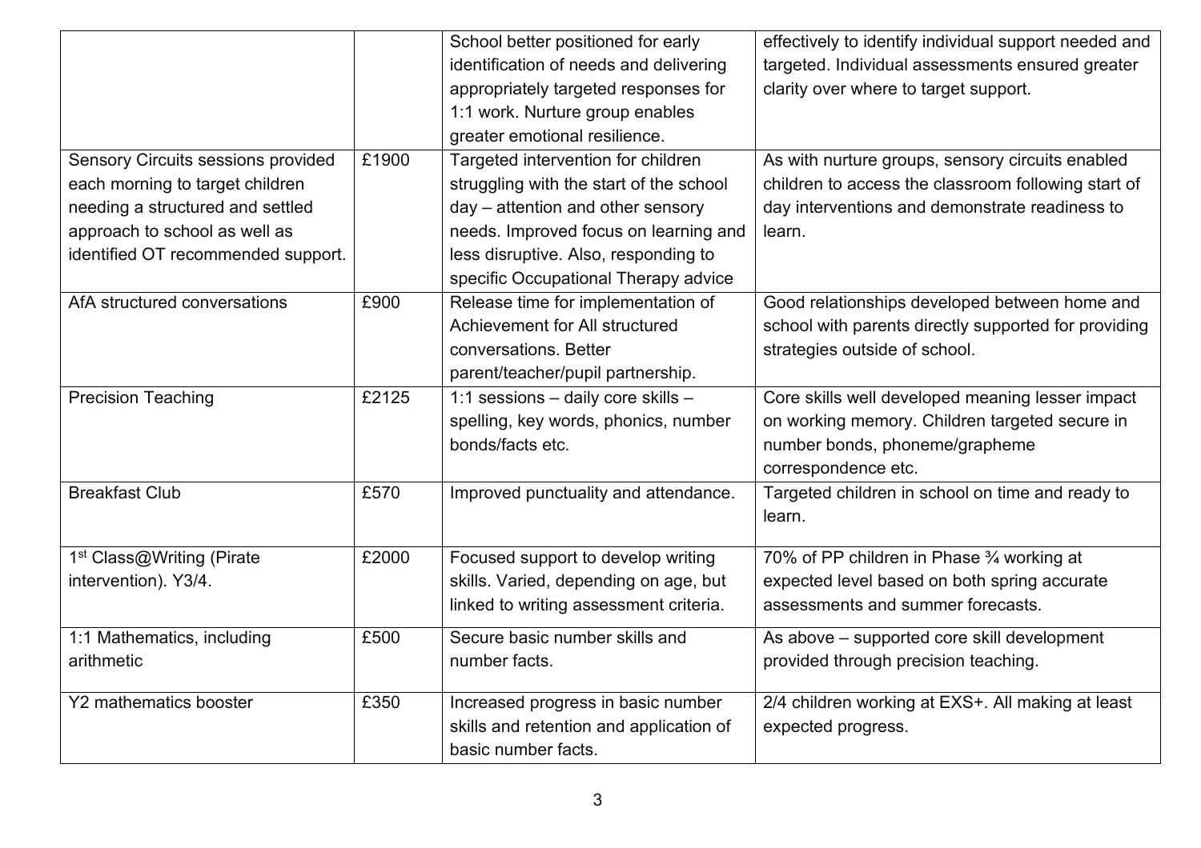| | | | |
|---|---|---|---|
| | | School better positioned for early identification of needs and delivering appropriately targeted responses for 1:1 work. Nurture group enables greater emotional resilience. | effectively to identify individual support needed and targeted. Individual assessments ensured greater clarity over where to target support. |
| Sensory Circuits sessions provided each morning to target children needing a structured and settled approach to school as well as identified OT recommended support. | £1900 | Targeted intervention for children struggling with the start of the school day – attention and other sensory needs. Improved focus on learning and less disruptive. Also, responding to specific Occupational Therapy advice | As with nurture groups, sensory circuits enabled children to access the classroom following start of day interventions and demonstrate readiness to learn. |
| AfA structured conversations | £900 | Release time for implementation of Achievement for All structured conversations. Better parent/teacher/pupil partnership. | Good relationships developed between home and school with parents directly supported for providing strategies outside of school. |
| Precision Teaching | £2125 | 1:1 sessions – daily core skills – spelling, key words, phonics, number bonds/facts etc. | Core skills well developed meaning lesser impact on working memory. Children targeted secure in number bonds, phoneme/grapheme correspondence etc. |
| Breakfast Club | £570 | Improved punctuality and attendance. | Targeted children in school on time and ready to learn. |
| 1st Class@Writing (Pirate intervention). Y3/4. | £2000 | Focused support to develop writing skills. Varied, depending on age, but linked to writing assessment criteria. | 70% of PP children in Phase ¾ working at expected level based on both spring accurate assessments and summer forecasts. |
| 1:1 Mathematics, including arithmetic | £500 | Secure basic number skills and number facts. | As above – supported core skill development provided through precision teaching. |
| Y2 mathematics booster | £350 | Increased progress in basic number skills and retention and application of basic number facts. | 2/4 children working at EXS+. All making at least expected progress. |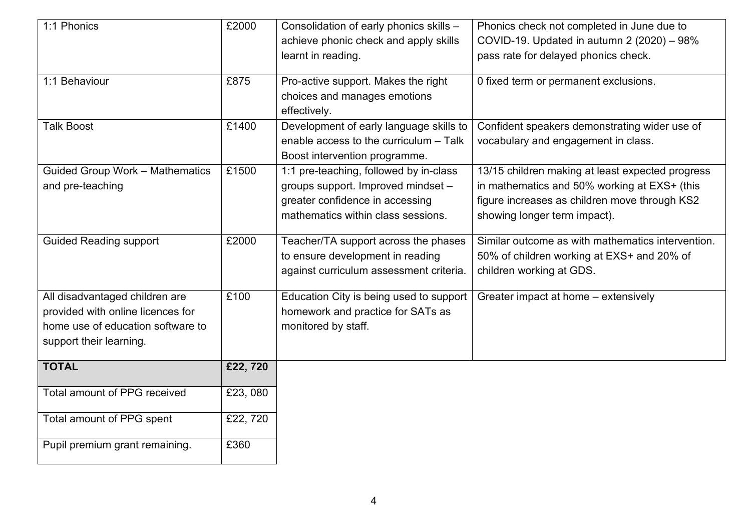| | | | |
|---|---|---|---|
| 1:1 Phonics | £2000 | Consolidation of early phonics skills – achieve phonic check and apply skills learnt in reading. | Phonics check not completed in June due to COVID-19. Updated in autumn 2 (2020) – 98% pass rate for delayed phonics check. |
| 1:1 Behaviour | £875 | Pro-active support. Makes the right choices and manages emotions effectively. | 0 fixed term or permanent exclusions. |
| Talk Boost | £1400 | Development of early language skills to enable access to the curriculum – Talk Boost intervention programme. | Confident speakers demonstrating wider use of vocabulary and engagement in class. |
| Guided Group Work – Mathematics and pre-teaching | £1500 | 1:1 pre-teaching, followed by in-class groups support. Improved mindset – greater confidence in accessing mathematics within class sessions. | 13/15 children making at least expected progress in mathematics and 50% working at EXS+ (this figure increases as children move through KS2 showing longer term impact). |
| Guided Reading support | £2000 | Teacher/TA support across the phases to ensure development in reading against curriculum assessment criteria. | Similar outcome as with mathematics intervention. 50% of children working at EXS+ and 20% of children working at GDS. |
| All disadvantaged children are provided with online licences for home use of education software to support their learning. | £100 | Education City is being used to support homework and practice for SATs as monitored by staff. | Greater impact at home – extensively |
| **TOTAL** | **£22, 720** | | |
| Total amount of PPG received | £23, 080 | | |
| Total amount of PPG spent | £22, 720 | | |
| Pupil premium grant remaining. | £360 | | |